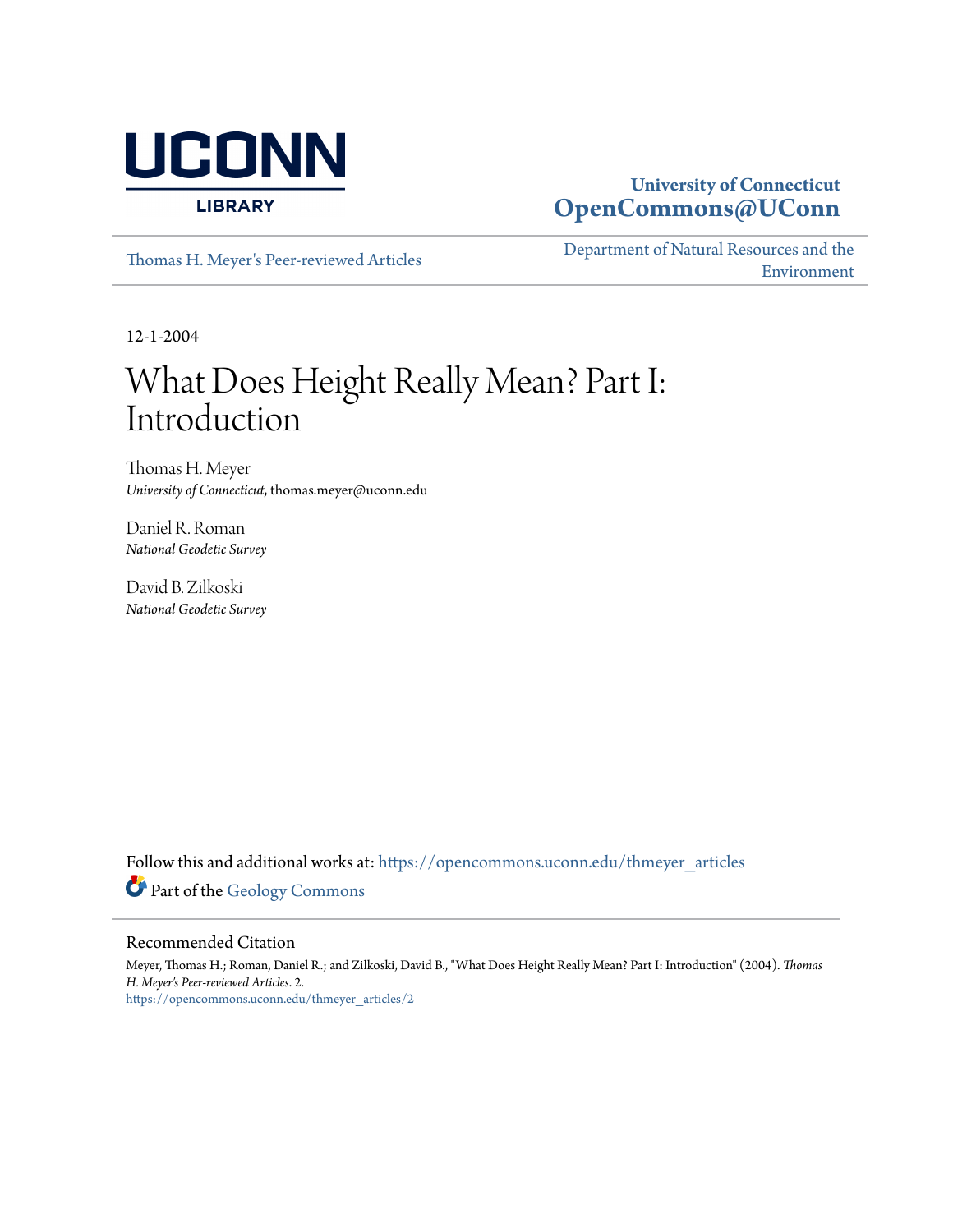University of Connecticut
**OpenCommons@UConn**

Thomas H. Meyer's Peer-reviewed Articles

Department of Natural Resources and the Environment

12-1-2004

# What Does Height Really Mean? Part I: Introduction

Thomas H. Meyer
*University of Connecticut*, thomas.meyer@uconn.edu

Daniel R. Roman
*National Geodetic Survey*

David B. Zilkoski
*National Geodetic Survey*

Follow this and additional works at: https://opencommons.uconn.edu/thmeyer_articles

Part of the Geology Commons

## Recommended Citation

Meyer, Thomas H.; Roman, Daniel R.; and Zilkoski, David B., "What Does Height Really Mean? Part I: Introduction" (2004). *Thomas H. Meyer's Peer-reviewed Articles*. 2.
https://opencommons.uconn.edu/thmeyer_articles/2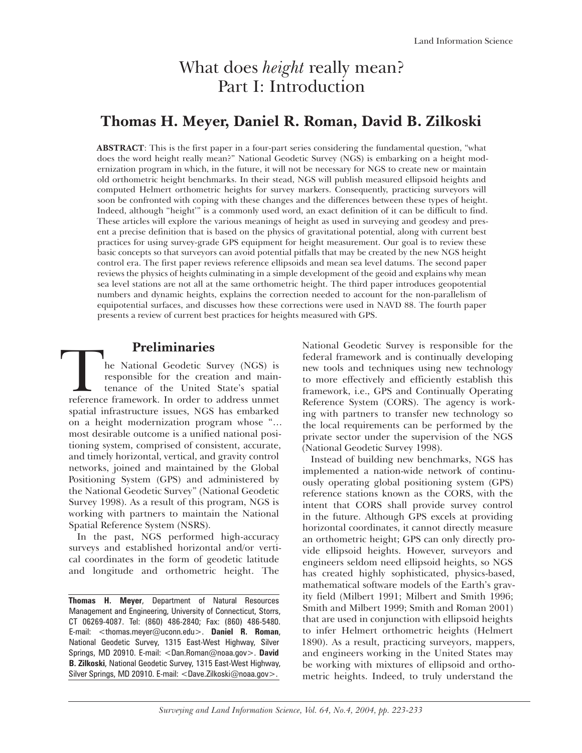# What does *height* really mean? Part I: Introduction

## Thomas H. Meyer, Daniel R. Roman, David B. Zilkoski

**ABSTRACT**: This is the first paper in a four-part series considering the fundamental question, "what does the word height really mean?" National Geodetic Survey (NGS) is embarking on a height modernization program in which, in the future, it will not be necessary for NGS to create new or maintain old orthometric height benchmarks. In their stead, NGS will publish measured ellipsoid heights and computed Helmert orthometric heights for survey markers. Consequently, practicing surveyors will soon be confronted with coping with these changes and the differences between these types of height. Indeed, although "height'" is a commonly used word, an exact definition of it can be difficult to find. These articles will explore the various meanings of height as used in surveying and geodesy and present a precise definition that is based on the physics of gravitational potential, along with current best practices for using survey-grade GPS equipment for height measurement. Our goal is to review these basic concepts so that surveyors can avoid potential pitfalls that may be created by the new NGS height control era. The first paper reviews reference ellipsoids and mean sea level datums. The second paper reviews the physics of heights culminating in a simple development of the geoid and explains why mean sea level stations are not all at the same orthometric height. The third paper introduces geopotential numbers and dynamic heights, explains the correction needed to account for the non-parallelism of equipotential surfaces, and discusses how these corrections were used in NAVD 88. The fourth paper presents a review of current best practices for heights measured with GPS.

## Preliminaries

The National Geodetic Survey (NGS) is responsible for the creation and maintenance of the United State's spatial reference framework. In order to address unmet spatial infrastructure issues, NGS has embarked on a height modernization program whose "… most desirable outcome is a unified national positioning system, comprised of consistent, accurate, and timely horizontal, vertical, and gravity control networks, joined and maintained by the Global Positioning System (GPS) and administered by the National Geodetic Survey" (National Geodetic Survey 1998). As a result of this program, NGS is working with partners to maintain the National Spatial Reference System (NSRS).

In the past, NGS performed high-accuracy surveys and established horizontal and/or vertical coordinates in the form of geodetic latitude and longitude and orthometric height. The National Geodetic Survey is responsible for the federal framework and is continually developing new tools and techniques using new technology to more effectively and efficiently establish this framework, i.e., GPS and Continually Operating Reference System (CORS). The agency is working with partners to transfer new technology so the local requirements can be performed by the private sector under the supervision of the NGS (National Geodetic Survey 1998).

Instead of building new benchmarks, NGS has implemented a nation-wide network of continuously operating global positioning system (GPS) reference stations known as the CORS, with the intent that CORS shall provide survey control in the future. Although GPS excels at providing horizontal coordinates, it cannot directly measure an orthometric height; GPS can only directly provide ellipsoid heights. However, surveyors and engineers seldom need ellipsoid heights, so NGS has created highly sophisticated, physics-based, mathematical software models of the Earth's gravity field (Milbert 1991; Milbert and Smith 1996; Smith and Milbert 1999; Smith and Roman 2001) that are used in conjunction with ellipsoid heights to infer Helmert orthometric heights (Helmert 1890). As a result, practicing surveyors, mappers, and engineers working in the United States may be working with mixtures of ellipsoid and orthometric heights. Indeed, to truly understand the

---

**Thomas H. Meyer**, Department of Natural Resources Management and Engineering, University of Connecticut, Storrs, CT 06269-4087. Tel: (860) 486-2840; Fax: (860) 486-5480. E-mail: <thomas.meyer@uconn.edu>. **Daniel R. Roman**, National Geodetic Survey, 1315 East-West Highway, Silver Springs, MD 20910. E-mail: <Dan.Roman@noaa.gov>. **David B. Zilkoski**, National Geodetic Survey, 1315 East-West Highway, Silver Springs, MD 20910. E-mail: <Dave.Zilkoski@noaa.gov>.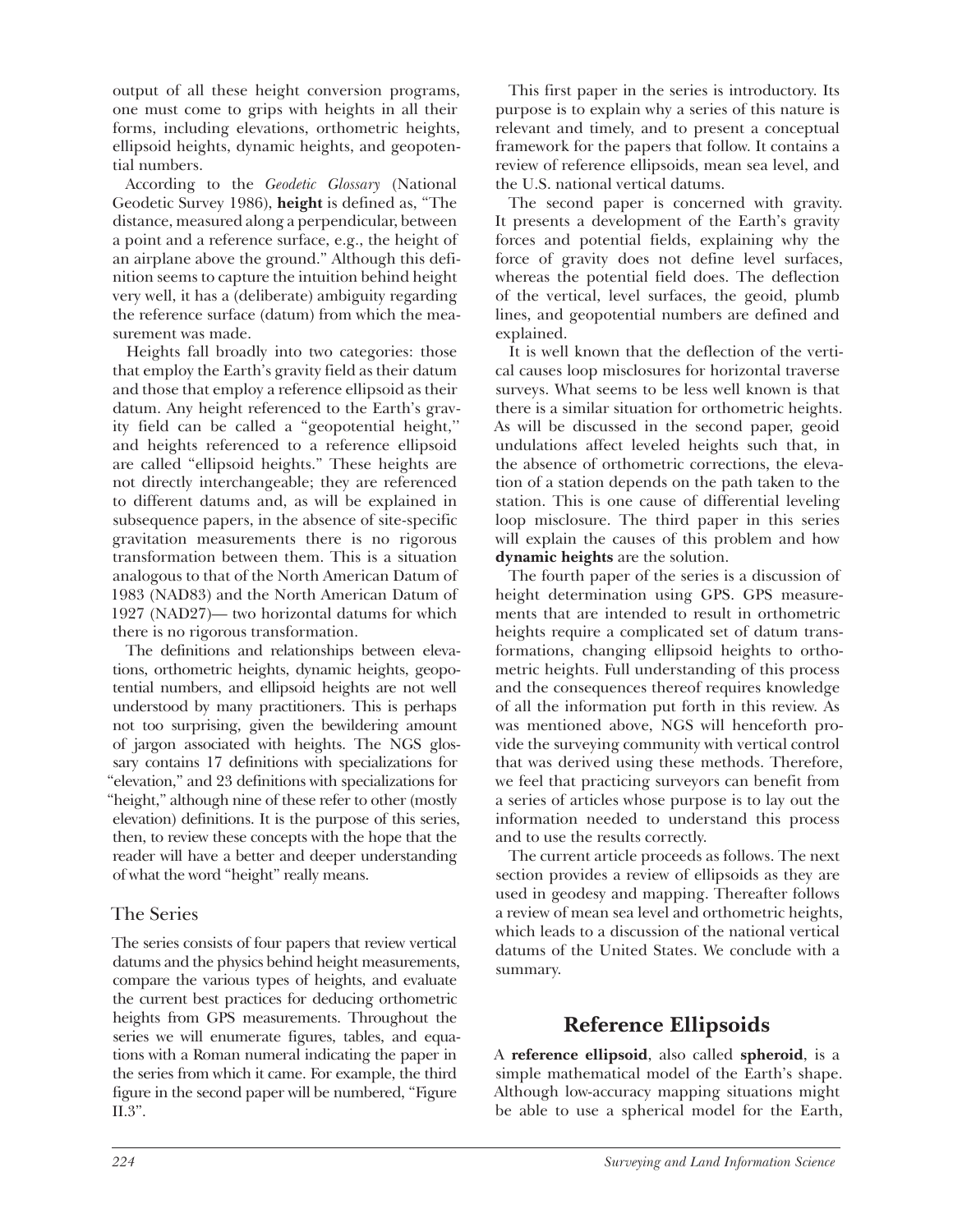output of all these height conversion programs, one must come to grips with heights in all their forms, including elevations, orthometric heights, ellipsoid heights, dynamic heights, and geopotential numbers.

According to the *Geodetic Glossary* (National Geodetic Survey 1986), **height** is defined as, "The distance, measured along a perpendicular, between a point and a reference surface, e.g., the height of an airplane above the ground." Although this definition seems to capture the intuition behind height very well, it has a (deliberate) ambiguity regarding the reference surface (datum) from which the measurement was made.

Heights fall broadly into two categories: those that employ the Earth's gravity field as their datum and those that employ a reference ellipsoid as their datum. Any height referenced to the Earth's gravity field can be called a "geopotential height," and heights referenced to a reference ellipsoid are called "ellipsoid heights." These heights are not directly interchangeable; they are referenced to different datums and, as will be explained in subsequence papers, in the absence of site-specific gravitation measurements there is no rigorous transformation between them. This is a situation analogous to that of the North American Datum of 1983 (NAD83) and the North American Datum of 1927 (NAD27)— two horizontal datums for which there is no rigorous transformation.

The definitions and relationships between elevations, orthometric heights, dynamic heights, geopotential numbers, and ellipsoid heights are not well understood by many practitioners. This is perhaps not too surprising, given the bewildering amount of jargon associated with heights. The NGS glossary contains 17 definitions with specializations for "elevation," and 23 definitions with specializations for "height," although nine of these refer to other (mostly elevation) definitions. It is the purpose of this series, then, to review these concepts with the hope that the reader will have a better and deeper understanding of what the word "height" really means.

## The Series

The series consists of four papers that review vertical datums and the physics behind height measurements, compare the various types of heights, and evaluate the current best practices for deducing orthometric heights from GPS measurements. Throughout the series we will enumerate figures, tables, and equations with a Roman numeral indicating the paper in the series from which it came. For example, the third figure in the second paper will be numbered, "Figure II.3".

This first paper in the series is introductory. Its purpose is to explain why a series of this nature is relevant and timely, and to present a conceptual framework for the papers that follow. It contains a review of reference ellipsoids, mean sea level, and the U.S. national vertical datums.

The second paper is concerned with gravity. It presents a development of the Earth's gravity forces and potential fields, explaining why the force of gravity does not define level surfaces, whereas the potential field does. The deflection of the vertical, level surfaces, the geoid, plumb lines, and geopotential numbers are defined and explained.

It is well known that the deflection of the vertical causes loop misclosures for horizontal traverse surveys. What seems to be less well known is that there is a similar situation for orthometric heights. As will be discussed in the second paper, geoid undulations affect leveled heights such that, in the absence of orthometric corrections, the elevation of a station depends on the path taken to the station. This is one cause of differential leveling loop misclosure. The third paper in this series will explain the causes of this problem and how **dynamic heights** are the solution.

The fourth paper of the series is a discussion of height determination using GPS. GPS measurements that are intended to result in orthometric heights require a complicated set of datum transformations, changing ellipsoid heights to orthometric heights. Full understanding of this process and the consequences thereof requires knowledge of all the information put forth in this review. As was mentioned above, NGS will henceforth provide the surveying community with vertical control that was derived using these methods. Therefore, we feel that practicing surveyors can benefit from a series of articles whose purpose is to lay out the information needed to understand this process and to use the results correctly.

The current article proceeds as follows. The next section provides a review of ellipsoids as they are used in geodesy and mapping. Thereafter follows a review of mean sea level and orthometric heights, which leads to a discussion of the national vertical datums of the United States. We conclude with a summary.

# Reference Ellipsoids

A **reference ellipsoid**, also called **spheroid**, is a simple mathematical model of the Earth's shape. Although low-accuracy mapping situations might be able to use a spherical model for the Earth,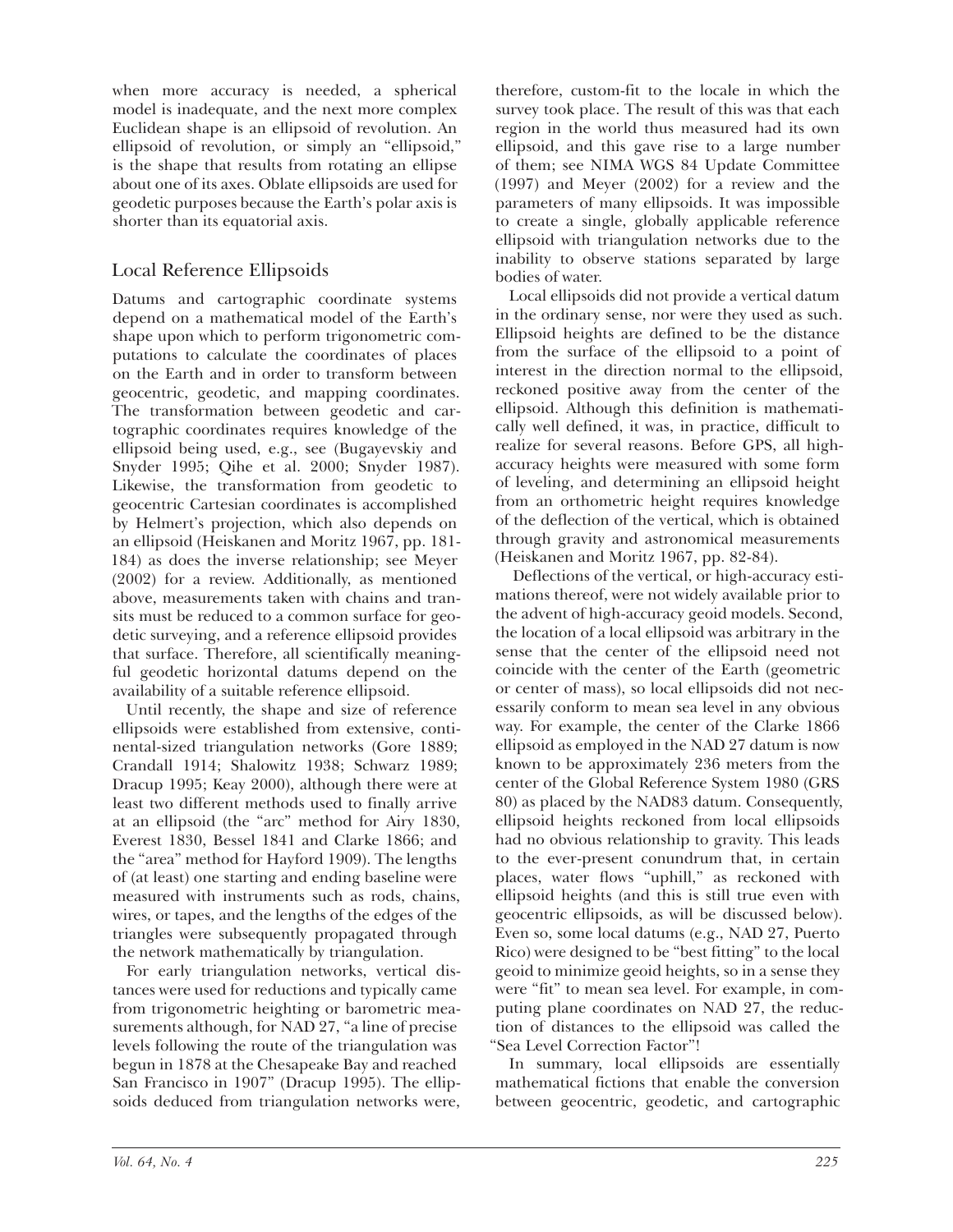when more accuracy is needed, a spherical model is inadequate, and the next more complex Euclidean shape is an ellipsoid of revolution. An ellipsoid of revolution, or simply an "ellipsoid," is the shape that results from rotating an ellipse about one of its axes. Oblate ellipsoids are used for geodetic purposes because the Earth's polar axis is shorter than its equatorial axis.

## Local Reference Ellipsoids

Datums and cartographic coordinate systems depend on a mathematical model of the Earth's shape upon which to perform trigonometric computations to calculate the coordinates of places on the Earth and in order to transform between geocentric, geodetic, and mapping coordinates. The transformation between geodetic and cartographic coordinates requires knowledge of the ellipsoid being used, e.g., see (Bugayevskiy and Snyder 1995; Qihe et al. 2000; Snyder 1987). Likewise, the transformation from geodetic to geocentric Cartesian coordinates is accomplished by Helmert's projection, which also depends on an ellipsoid (Heiskanen and Moritz 1967, pp. 181-184) as does the inverse relationship; see Meyer (2002) for a review. Additionally, as mentioned above, measurements taken with chains and transits must be reduced to a common surface for geodetic surveying, and a reference ellipsoid provides that surface. Therefore, all scientifically meaningful geodetic horizontal datums depend on the availability of a suitable reference ellipsoid.

Until recently, the shape and size of reference ellipsoids were established from extensive, continental-sized triangulation networks (Gore 1889; Crandall 1914; Shalowitz 1938; Schwarz 1989; Dracup 1995; Keay 2000), although there were at least two different methods used to finally arrive at an ellipsoid (the "arc" method for Airy 1830, Everest 1830, Bessel 1841 and Clarke 1866; and the "area" method for Hayford 1909). The lengths of (at least) one starting and ending baseline were measured with instruments such as rods, chains, wires, or tapes, and the lengths of the edges of the triangles were subsequently propagated through the network mathematically by triangulation.

For early triangulation networks, vertical distances were used for reductions and typically came from trigonometric heighting or barometric measurements although, for NAD 27, "a line of precise levels following the route of the triangulation was begun in 1878 at the Chesapeake Bay and reached San Francisco in 1907" (Dracup 1995). The ellipsoids deduced from triangulation networks were, therefore, custom-fit to the locale in which the survey took place. The result of this was that each region in the world thus measured had its own ellipsoid, and this gave rise to a large number of them; see NIMA WGS 84 Update Committee (1997) and Meyer (2002) for a review and the parameters of many ellipsoids. It was impossible to create a single, globally applicable reference ellipsoid with triangulation networks due to the inability to observe stations separated by large bodies of water.

Local ellipsoids did not provide a vertical datum in the ordinary sense, nor were they used as such. Ellipsoid heights are defined to be the distance from the surface of the ellipsoid to a point of interest in the direction normal to the ellipsoid, reckoned positive away from the center of the ellipsoid. Although this definition is mathematically well defined, it was, in practice, difficult to realize for several reasons. Before GPS, all high-accuracy heights were measured with some form of leveling, and determining an ellipsoid height from an orthometric height requires knowledge of the deflection of the vertical, which is obtained through gravity and astronomical measurements (Heiskanen and Moritz 1967, pp. 82-84).

Deflections of the vertical, or high-accuracy estimations thereof, were not widely available prior to the advent of high-accuracy geoid models. Second, the location of a local ellipsoid was arbitrary in the sense that the center of the ellipsoid need not coincide with the center of the Earth (geometric or center of mass), so local ellipsoids did not necessarily conform to mean sea level in any obvious way. For example, the center of the Clarke 1866 ellipsoid as employed in the NAD 27 datum is now known to be approximately 236 meters from the center of the Global Reference System 1980 (GRS 80) as placed by the NAD83 datum. Consequently, ellipsoid heights reckoned from local ellipsoids had no obvious relationship to gravity. This leads to the ever-present conundrum that, in certain places, water flows "uphill," as reckoned with ellipsoid heights (and this is still true even with geocentric ellipsoids, as will be discussed below). Even so, some local datums (e.g., NAD 27, Puerto Rico) were designed to be "best fitting" to the local geoid to minimize geoid heights, so in a sense they were "fit" to mean sea level. For example, in computing plane coordinates on NAD 27, the reduction of distances to the ellipsoid was called the "Sea Level Correction Factor"!

In summary, local ellipsoids are essentially mathematical fictions that enable the conversion between geocentric, geodetic, and cartographic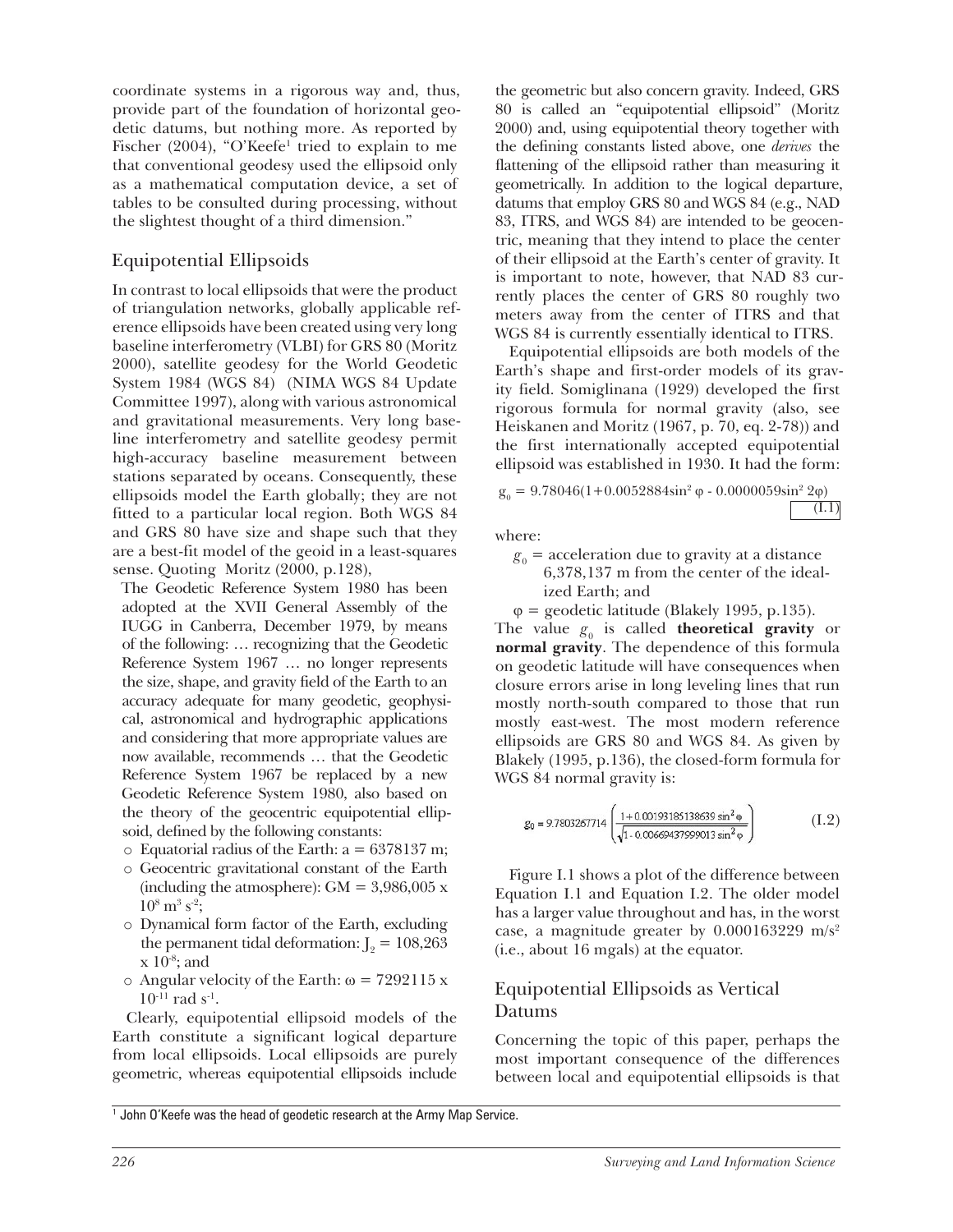coordinate systems in a rigorous way and, thus, provide part of the foundation of horizontal geodetic datums, but nothing more. As reported by Fischer (2004), "O'Keefe[1] tried to explain to me that conventional geodesy used the ellipsoid only as a mathematical computation device, a set of tables to be consulted during processing, without the slightest thought of a third dimension."

## Equipotential Ellipsoids

In contrast to local ellipsoids that were the product of triangulation networks, globally applicable reference ellipsoids have been created using very long baseline interferometry (VLBI) for GRS 80 (Moritz 2000), satellite geodesy for the World Geodetic System 1984 (WGS 84) (NIMA WGS 84 Update Committee 1997), along with various astronomical and gravitational measurements. Very long baseline interferometry and satellite geodesy permit high-accuracy baseline measurement between stations separated by oceans. Consequently, these ellipsoids model the Earth globally; they are not fitted to a particular local region. Both WGS 84 and GRS 80 have size and shape such that they are a best-fit model of the geoid in a least-squares sense. Quoting Moritz (2000, p.128),

> The Geodetic Reference System 1980 has been adopted at the XVII General Assembly of the IUGG in Canberra, December 1979, by means of the following: … recognizing that the Geodetic Reference System 1967 … no longer represents the size, shape, and gravity field of the Earth to an accuracy adequate for many geodetic, geophysical, astronomical and hydrographic applications and considering that more appropriate values are now available, recommends … that the Geodetic Reference System 1967 be replaced by a new Geodetic Reference System 1980, also based on the theory of the geocentric equipotential ellipsoid, defined by the following constants:
>
> - Equatorial radius of the Earth: a = 6378137 m;
> - Geocentric gravitational constant of the Earth (including the atmosphere): GM = $3{,}986{,}005 \times 10^8\ \mathrm{m^3\,s^{-2}}$;
> - Dynamical form factor of the Earth, excluding the permanent tidal deformation: $J_2 = 108{,}263 \times 10^{-8}$; and
> - Angular velocity of the Earth: $\omega = 7292115 \times 10^{-11}\ \mathrm{rad\,s^{-1}}$.

Clearly, equipotential ellipsoid models of the Earth constitute a significant logical departure from local ellipsoids. Local ellipsoids are purely geometric, whereas equipotential ellipsoids include the geometric but also concern gravity. Indeed, GRS 80 is called an "equipotential ellipsoid" (Moritz 2000) and, using equipotential theory together with the defining constants listed above, one *derives* the flattening of the ellipsoid rather than measuring it geometrically. In addition to the logical departure, datums that employ GRS 80 and WGS 84 (e.g., NAD 83, ITRS, and WGS 84) are intended to be geocentric, meaning that they intend to place the center of their ellipsoid at the Earth's center of gravity. It is important to note, however, that NAD 83 currently places the center of GRS 80 roughly two meters away from the center of ITRS and that WGS 84 is currently essentially identical to ITRS.

Equipotential ellipsoids are both models of the Earth's shape and first-order models of its gravity field. Somiglinana (1929) developed the first rigorous formula for normal gravity (also, see Heiskanen and Moritz (1967, p. 70, eq. 2-78)) and the first internationally accepted equipotential ellipsoid was established in 1930. It had the form:

$$g_0 = 9.78046(1 + 0.0052884\sin^2\varphi - 0.0000059\sin^2 2\varphi) \tag{I.1}$$

where:

- $g_0$ = acceleration due to gravity at a distance 6,378,137 m from the center of the idealized Earth; and
- $\varphi$ = geodetic latitude (Blakely 1995, p.135).

The value $g_0$ is called **theoretical gravity** or **normal gravity**. The dependence of this formula on geodetic latitude will have consequences when closure errors arise in long leveling lines that run mostly north-south compared to those that run mostly east-west. The most modern reference ellipsoids are GRS 80 and WGS 84. As given by Blakely (1995, p.136), the closed-form formula for WGS 84 normal gravity is:

$$g_0 = 9.7803267714\left(\frac{1 + 0.00193185138639\sin^2\varphi}{\sqrt{1 - 0.00669437999013\sin^2\varphi}}\right) \tag{I.2}$$

Figure I.1 shows a plot of the difference between Equation I.1 and Equation I.2. The older model has a larger value throughout and has, in the worst case, a magnitude greater by 0.000163229 m/s$^2$ (i.e., about 16 mgals) at the equator.

## Equipotential Ellipsoids as Vertical Datums

Concerning the topic of this paper, perhaps the most important consequence of the differences between local and equipotential ellipsoids is that

[1] John O'Keefe was the head of geodetic research at the Army Map Service.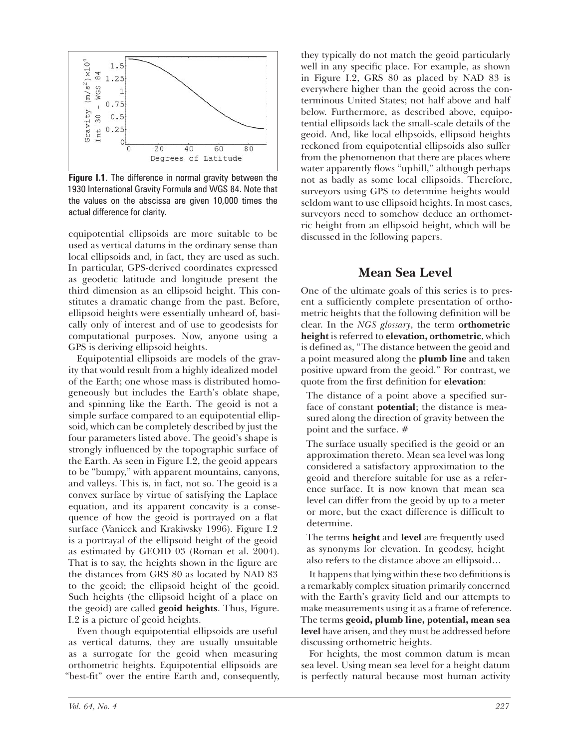**Figure I.1**. The difference in normal gravity between the 1930 International Gravity Formula and WGS 84. Note that the values on the abscissa are given 10,000 times the actual difference for clarity.

equipotential ellipsoids are more suitable to be used as vertical datums in the ordinary sense than local ellipsoids and, in fact, they are used as such. In particular, GPS-derived coordinates expressed as geodetic latitude and longitude present the third dimension as an ellipsoid height. This constitutes a dramatic change from the past. Before, ellipsoid heights were essentially unheard of, basically only of interest and of use to geodesists for computational purposes. Now, anyone using a GPS is deriving ellipsoid heights.

Equipotential ellipsoids are models of the gravity that would result from a highly idealized model of the Earth; one whose mass is distributed homogeneously but includes the Earth's oblate shape, and spinning like the Earth. The geoid is not a simple surface compared to an equipotential ellipsoid, which can be completely described by just the four parameters listed above. The geoid's shape is strongly influenced by the topographic surface of the Earth. As seen in Figure I.2, the geoid appears to be "bumpy," with apparent mountains, canyons, and valleys. This is, in fact, not so. The geoid is a convex surface by virtue of satisfying the Laplace equation, and its apparent concavity is a consequence of how the geoid is portrayed on a flat surface (Vanicek and Krakiwsky 1996). Figure I.2 is a portrayal of the ellipsoid height of the geoid as estimated by GEOID 03 (Roman et al. 2004). That is to say, the heights shown in the figure are the distances from GRS 80 as located by NAD 83 to the geoid; the ellipsoid height of the geoid. Such heights (the ellipsoid height of a place on the geoid) are called **geoid heights**. Thus, Figure. I.2 is a picture of geoid heights.

Even though equipotential ellipsoids are useful as vertical datums, they are usually unsuitable as a surrogate for the geoid when measuring orthometric heights. Equipotential ellipsoids are "best-fit" over the entire Earth and, consequently, they typically do not match the geoid particularly well in any specific place. For example, as shown in Figure I.2, GRS 80 as placed by NAD 83 is everywhere higher than the geoid across the conterminous United States; not half above and half below. Furthermore, as described above, equipotential ellipsoids lack the small-scale details of the geoid. And, like local ellipsoids, ellipsoid heights reckoned from equipotential ellipsoids also suffer from the phenomenon that there are places where water apparently flows "uphill," although perhaps not as badly as some local ellipsoids. Therefore, surveyors using GPS to determine heights would seldom want to use ellipsoid heights. In most cases, surveyors need to somehow deduce an orthometric height from an ellipsoid height, which will be discussed in the following papers.

## Mean Sea Level

One of the ultimate goals of this series is to present a sufficiently complete presentation of orthometric heights that the following definition will be clear. In the *NGS glossary*, the term **orthometric height** is referred to **elevation, orthometric**, which is defined as, "The distance between the geoid and a point measured along the **plumb line** and taken positive upward from the geoid." For contrast, we quote from the first definition for **elevation**:

> The distance of a point above a specified surface of constant **potential**; the distance is measured along the direction of gravity between the point and the surface. #
>
> The surface usually specified is the geoid or an approximation thereto. Mean sea level was long considered a satisfactory approximation to the geoid and therefore suitable for use as a reference surface. It is now known that mean sea level can differ from the geoid by up to a meter or more, but the exact difference is difficult to determine.
>
> The terms **height** and **level** are frequently used as synonyms for elevation. In geodesy, height also refers to the distance above an ellipsoid…

It happens that lying within these two definitions is a remarkably complex situation primarily concerned with the Earth's gravity field and our attempts to make measurements using it as a frame of reference. The terms **geoid, plumb line, potential, mean sea level** have arisen, and they must be addressed before discussing orthometric heights.

For heights, the most common datum is mean sea level. Using mean sea level for a height datum is perfectly natural because most human activity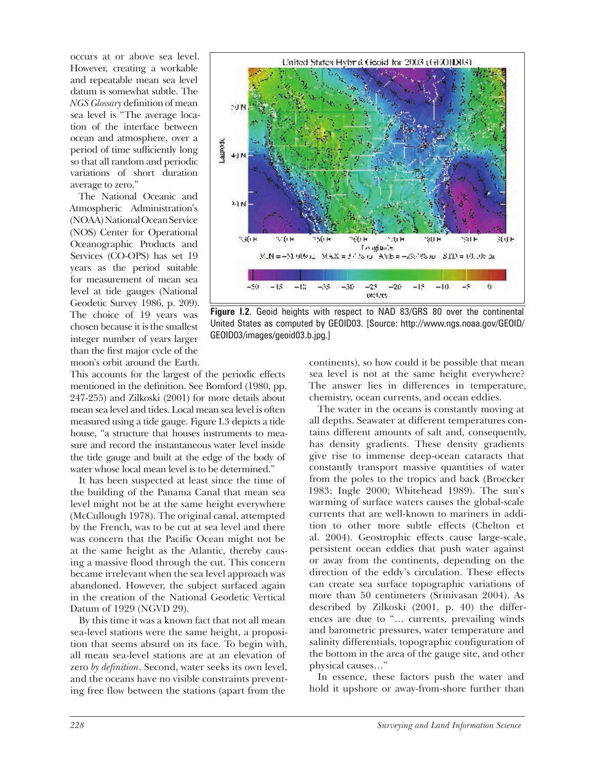occurs at or above sea level. However, creating a workable and repeatable mean sea level datum is somewhat subtle. The *NGS Glossary* definition of mean sea level is "The average location of the interface between ocean and atmosphere, over a period of time sufficiently long so that all random and periodic variations of short duration average to zero."

The National Oceanic and Atmospheric Administration's (NOAA) National Ocean Service (NOS) Center for Operational Oceanographic Products and Services (CO-OPS) has set 19 years as the period suitable for measurement of mean sea level at tide gauges (National Geodetic Survey 1986, p. 209). The choice of 19 years was chosen because it is the smallest integer number of years larger than the first major cycle of the moon's orbit around the Earth. This accounts for the largest of the periodic effects mentioned in the definition. See Bomford (1980, pp. 247-255) and Zilkoski (2001) for more details about mean sea level and tides. Local mean sea level is often measured using a tide gauge. Figure I.3 depicts a tide house, "a structure that houses instruments to measure and record the instantaneous water level inside the tide gauge and built at the edge of the body of water whose local mean level is to be determined."

**Figure I.2**. Geoid heights with respect to NAD 83/GRS 80 over the continental United States as computed by GEOID03. [Source: http://www.ngs.noaa.gov/GEOID/GEOID03/images/geoid03.b.jpg.]

It has been suspected at least since the time of the building of the Panama Canal that mean sea level might not be at the same height everywhere (McCullough 1978). The original canal, attempted by the French, was to be cut at sea level and there was concern that the Pacific Ocean might not be at the same height as the Atlantic, thereby causing a massive flood through the cut. This concern became irrelevant when the sea level approach was abandoned. However, the subject surfaced again in the creation of the National Geodetic Vertical Datum of 1929 (NGVD 29).

By this time it was a known fact that not all mean sea-level stations were the same height, a proposition that seems absurd on its face. To begin with, all mean sea-level stations are at an elevation of zero *by definition*. Second, water seeks its own level, and the oceans have no visible constraints preventing free flow between the stations (apart from the continents), so how could it be possible that mean sea level is not at the same height everywhere? The answer lies in differences in temperature, chemistry, ocean currents, and ocean eddies.

The water in the oceans is constantly moving at all depths. Seawater at different temperatures contains different amounts of salt and, consequently, has density gradients. These density gradients give rise to immense deep-ocean cataracts that constantly transport massive quantities of water from the poles to the tropics and back (Broecker 1983; Ingle 2000; Whitehead 1989). The sun's warming of surface waters causes the global-scale currents that are well-known to mariners in addition to other more subtle effects (Chelton et al. 2004). Geostrophic effects cause large-scale, persistent ocean eddies that push water against or away from the continents, depending on the direction of the eddy's circulation. These effects can create sea surface topographic variations of more than 50 centimeters (Srinivasan 2004). As described by Zilkoski (2001, p. 40) the differences are due to "… currents, prevailing winds and barometric pressures, water temperature and salinity differentials, topographic configuration of the bottom in the area of the gauge site, and other physical causes…"

In essence, these factors push the water and hold it upshore or away-from-shore further than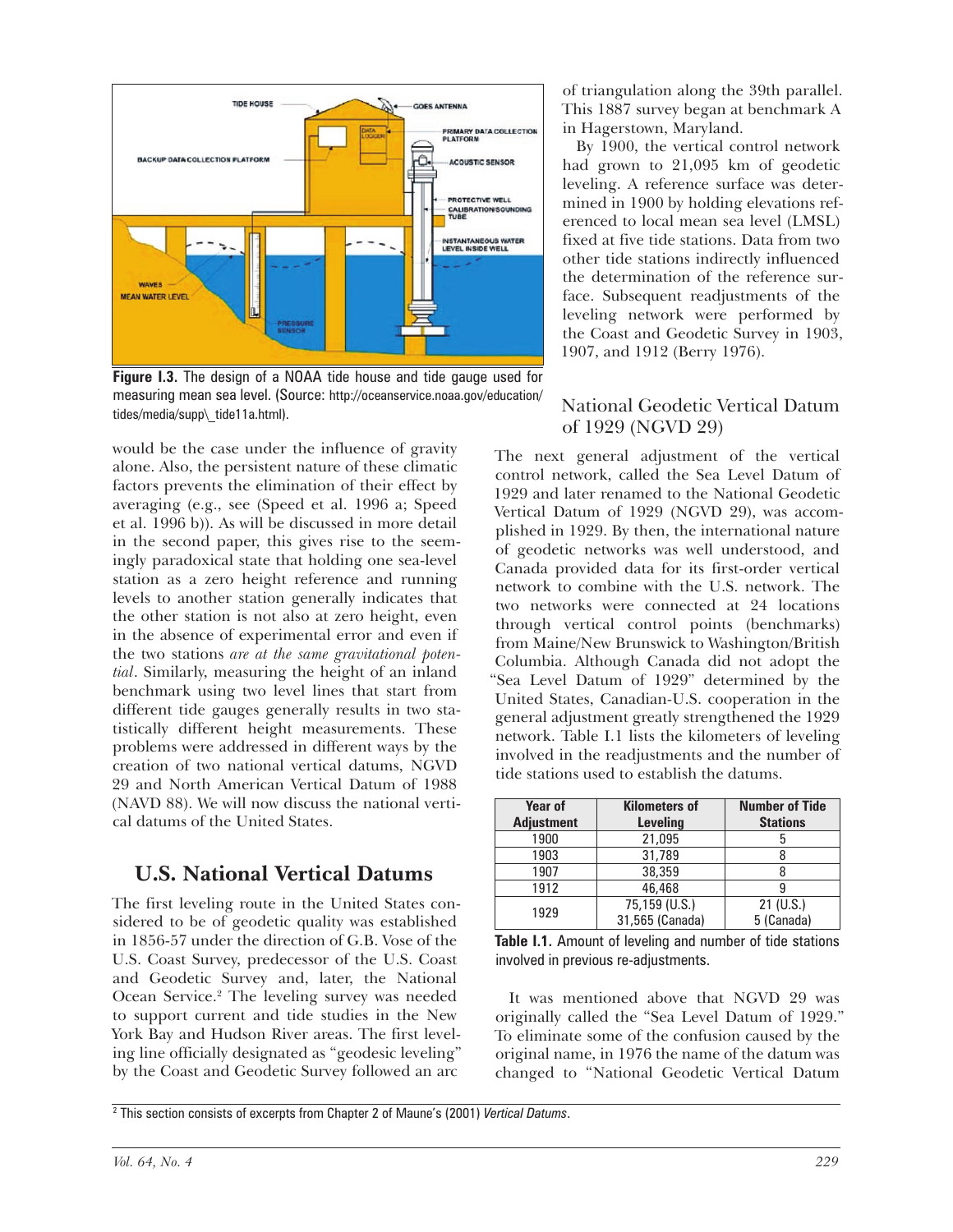**Figure I.3.** The design of a NOAA tide house and tide gauge used for measuring mean sea level. (Source: http://oceanservice.noaa.gov/education/tides/media/supp\_tide11a.html).

would be the case under the influence of gravity alone. Also, the persistent nature of these climatic factors prevents the elimination of their effect by averaging (e.g., see (Speed et al. 1996 a; Speed et al. 1996 b)). As will be discussed in more detail in the second paper, this gives rise to the seemingly paradoxical state that holding one sea-level station as a zero height reference and running levels to another station generally indicates that the other station is not also at zero height, even in the absence of experimental error and even if the two stations *are at the same gravitational potential*. Similarly, measuring the height of an inland benchmark using two level lines that start from different tide gauges generally results in two statistically different height measurements. These problems were addressed in different ways by the creation of two national vertical datums, NGVD 29 and North American Vertical Datum of 1988 (NAVD 88). We will now discuss the national vertical datums of the United States.

## U.S. National Vertical Datums

The first leveling route in the United States considered to be of geodetic quality was established in 1856-57 under the direction of G.B. Vose of the U.S. Coast Survey, predecessor of the U.S. Coast and Geodetic Survey and, later, the National Ocean Service.[2] The leveling survey was needed to support current and tide studies in the New York Bay and Hudson River areas. The first leveling line officially designated as "geodesic leveling" by the Coast and Geodetic Survey followed an arc of triangulation along the 39th parallel. This 1887 survey began at benchmark A in Hagerstown, Maryland.

By 1900, the vertical control network had grown to 21,095 km of geodetic leveling. A reference surface was determined in 1900 by holding elevations referenced to local mean sea level (LMSL) fixed at five tide stations. Data from two other tide stations indirectly influenced the determination of the reference surface. Subsequent readjustments of the leveling network were performed by the Coast and Geodetic Survey in 1903, 1907, and 1912 (Berry 1976).

### National Geodetic Vertical Datum of 1929 (NGVD 29)

The next general adjustment of the vertical control network, called the Sea Level Datum of 1929 and later renamed to the National Geodetic Vertical Datum of 1929 (NGVD 29), was accomplished in 1929. By then, the international nature of geodetic networks was well understood, and Canada provided data for its first-order vertical network to combine with the U.S. network. The two networks were connected at 24 locations through vertical control points (benchmarks) from Maine/New Brunswick to Washington/British Columbia. Although Canada did not adopt the "Sea Level Datum of 1929" determined by the United States, Canadian-U.S. cooperation in the general adjustment greatly strengthened the 1929 network. Table I.1 lists the kilometers of leveling involved in the readjustments and the number of tide stations used to establish the datums.

| Year of Adjustment | Kilometers of Leveling | Number of Tide Stations |
|---|---|---|
| 1900 | 21,095 | 5 |
| 1903 | 31,789 | 8 |
| 1907 | 38,359 | 8 |
| 1912 | 46,468 | 9 |
| 1929 | 75,159 (U.S.) 31,565 (Canada) | 21 (U.S.) 5 (Canada) |

**Table I.1.** Amount of leveling and number of tide stations involved in previous re-adjustments.

It was mentioned above that NGVD 29 was originally called the "Sea Level Datum of 1929." To eliminate some of the confusion caused by the original name, in 1976 the name of the datum was changed to "National Geodetic Vertical Datum

[2] This section consists of excerpts from Chapter 2 of Maune's (2001) *Vertical Datums*.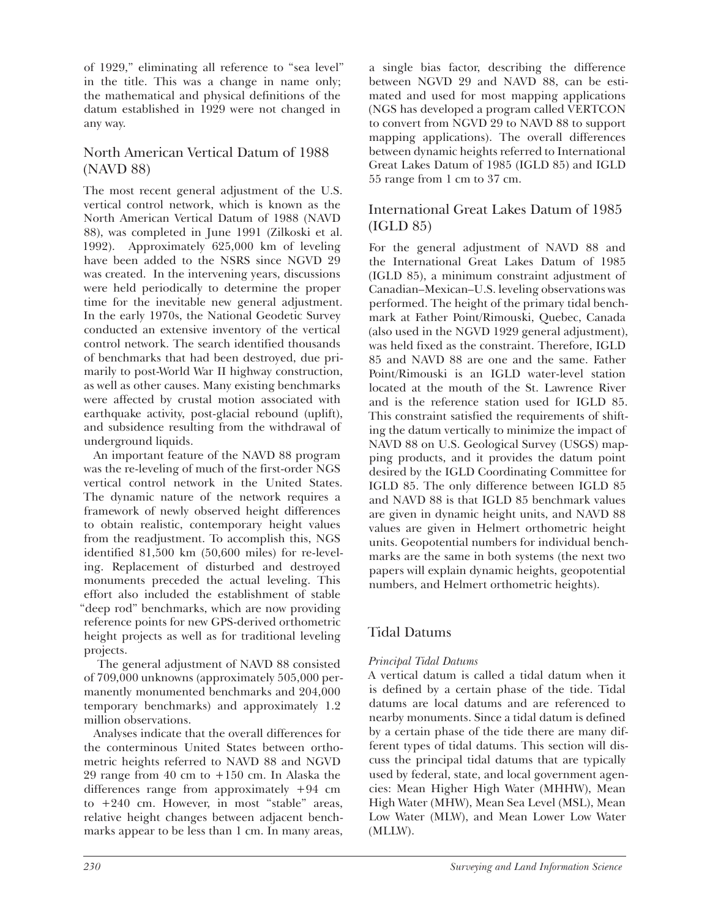of 1929," eliminating all reference to "sea level" in the title. This was a change in name only; the mathematical and physical definitions of the datum established in 1929 were not changed in any way.

## North American Vertical Datum of 1988 (NAVD 88)

The most recent general adjustment of the U.S. vertical control network, which is known as the North American Vertical Datum of 1988 (NAVD 88), was completed in June 1991 (Zilkoski et al. 1992). Approximately 625,000 km of leveling have been added to the NSRS since NGVD 29 was created. In the intervening years, discussions were held periodically to determine the proper time for the inevitable new general adjustment. In the early 1970s, the National Geodetic Survey conducted an extensive inventory of the vertical control network. The search identified thousands of benchmarks that had been destroyed, due primarily to post-World War II highway construction, as well as other causes. Many existing benchmarks were affected by crustal motion associated with earthquake activity, post-glacial rebound (uplift), and subsidence resulting from the withdrawal of underground liquids.

An important feature of the NAVD 88 program was the re-leveling of much of the first-order NGS vertical control network in the United States. The dynamic nature of the network requires a framework of newly observed height differences to obtain realistic, contemporary height values from the readjustment. To accomplish this, NGS identified 81,500 km (50,600 miles) for re-leveling. Replacement of disturbed and destroyed monuments preceded the actual leveling. This effort also included the establishment of stable "deep rod" benchmarks, which are now providing reference points for new GPS-derived orthometric height projects as well as for traditional leveling projects.

The general adjustment of NAVD 88 consisted of 709,000 unknowns (approximately 505,000 permanently monumented benchmarks and 204,000 temporary benchmarks) and approximately 1.2 million observations.

Analyses indicate that the overall differences for the conterminous United States between orthometric heights referred to NAVD 88 and NGVD 29 range from 40 cm to +150 cm. In Alaska the differences range from approximately +94 cm to +240 cm. However, in most "stable" areas, relative height changes between adjacent benchmarks appear to be less than 1 cm. In many areas, a single bias factor, describing the difference between NGVD 29 and NAVD 88, can be estimated and used for most mapping applications (NGS has developed a program called VERTCON to convert from NGVD 29 to NAVD 88 to support mapping applications). The overall differences between dynamic heights referred to International Great Lakes Datum of 1985 (IGLD 85) and IGLD 55 range from 1 cm to 37 cm.

## International Great Lakes Datum of 1985 (IGLD 85)

For the general adjustment of NAVD 88 and the International Great Lakes Datum of 1985 (IGLD 85), a minimum constraint adjustment of Canadian–Mexican–U.S. leveling observations was performed. The height of the primary tidal benchmark at Father Point/Rimouski, Quebec, Canada (also used in the NGVD 1929 general adjustment), was held fixed as the constraint. Therefore, IGLD 85 and NAVD 88 are one and the same. Father Point/Rimouski is an IGLD water-level station located at the mouth of the St. Lawrence River and is the reference station used for IGLD 85. This constraint satisfied the requirements of shifting the datum vertically to minimize the impact of NAVD 88 on U.S. Geological Survey (USGS) mapping products, and it provides the datum point desired by the IGLD Coordinating Committee for IGLD 85. The only difference between IGLD 85 and NAVD 88 is that IGLD 85 benchmark values are given in dynamic height units, and NAVD 88 values are given in Helmert orthometric height units. Geopotential numbers for individual benchmarks are the same in both systems (the next two papers will explain dynamic heights, geopotential numbers, and Helmert orthometric heights).

## Tidal Datums

### *Principal Tidal Datums*

A vertical datum is called a tidal datum when it is defined by a certain phase of the tide. Tidal datums are local datums and are referenced to nearby monuments. Since a tidal datum is defined by a certain phase of the tide there are many different types of tidal datums. This section will discuss the principal tidal datums that are typically used by federal, state, and local government agencies: Mean Higher High Water (MHHW), Mean High Water (MHW), Mean Sea Level (MSL), Mean Low Water (MLW), and Mean Lower Low Water (MLLW).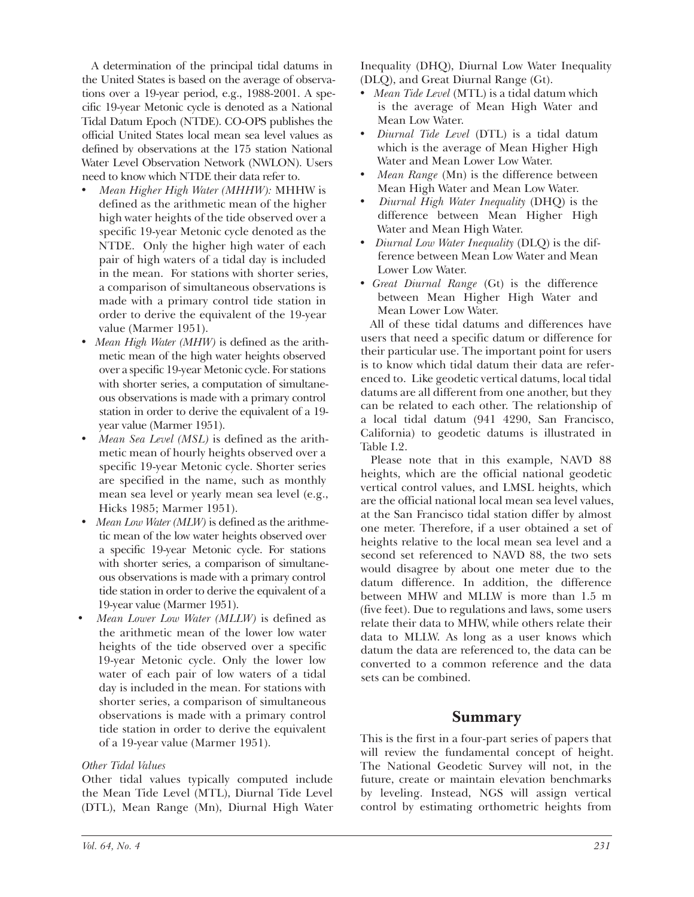A determination of the principal tidal datums in the United States is based on the average of observations over a 19-year period, e.g., 1988-2001. A specific 19-year Metonic cycle is denoted as a National Tidal Datum Epoch (NTDE). CO-OPS publishes the official United States local mean sea level values as defined by observations at the 175 station National Water Level Observation Network (NWLON). Users need to know which NTDE their data refer to.

- *Mean Higher High Water (MHHW):* MHHW is defined as the arithmetic mean of the higher high water heights of the tide observed over a specific 19-year Metonic cycle denoted as the NTDE. Only the higher high water of each pair of high waters of a tidal day is included in the mean. For stations with shorter series, a comparison of simultaneous observations is made with a primary control tide station in order to derive the equivalent of the 19-year value (Marmer 1951).
- *Mean High Water (MHW)* is defined as the arithmetic mean of the high water heights observed over a specific 19-year Metonic cycle. For stations with shorter series, a computation of simultaneous observations is made with a primary control station in order to derive the equivalent of a 19-year value (Marmer 1951).
- *Mean Sea Level (MSL)* is defined as the arithmetic mean of hourly heights observed over a specific 19-year Metonic cycle. Shorter series are specified in the name, such as monthly mean sea level or yearly mean sea level (e.g., Hicks 1985; Marmer 1951).
- *Mean Low Water (MLW)* is defined as the arithmetic mean of the low water heights observed over a specific 19-year Metonic cycle. For stations with shorter series, a comparison of simultaneous observations is made with a primary control tide station in order to derive the equivalent of a 19-year value (Marmer 1951).
- *Mean Lower Low Water (MLLW)* is defined as the arithmetic mean of the lower low water heights of the tide observed over a specific 19-year Metonic cycle. Only the lower low water of each pair of low waters of a tidal day is included in the mean. For stations with shorter series, a comparison of simultaneous observations is made with a primary control tide station in order to derive the equivalent of a 19-year value (Marmer 1951).

*Other Tidal Values*

Other tidal values typically computed include the Mean Tide Level (MTL), Diurnal Tide Level (DTL), Mean Range (Mn), Diurnal High Water Inequality (DHQ), Diurnal Low Water Inequality (DLQ), and Great Diurnal Range (Gt).

- *Mean Tide Level* (MTL) is a tidal datum which is the average of Mean High Water and Mean Low Water.
- *Diurnal Tide Level* (DTL) is a tidal datum which is the average of Mean Higher High Water and Mean Lower Low Water.
- *Mean Range* (Mn) is the difference between Mean High Water and Mean Low Water.
- *Diurnal High Water Inequality* (DHQ) is the difference between Mean Higher High Water and Mean High Water.
- *Diurnal Low Water Inequality* (DLQ) is the difference between Mean Low Water and Mean Lower Low Water.
- *Great Diurnal Range* (Gt) is the difference between Mean Higher High Water and Mean Lower Low Water.

All of these tidal datums and differences have users that need a specific datum or difference for their particular use. The important point for users is to know which tidal datum their data are referenced to. Like geodetic vertical datums, local tidal datums are all different from one another, but they can be related to each other. The relationship of a local tidal datum (941 4290, San Francisco, California) to geodetic datums is illustrated in Table I.2.

Please note that in this example, NAVD 88 heights, which are the official national geodetic vertical control values, and LMSL heights, which are the official national local mean sea level values, at the San Francisco tidal station differ by almost one meter. Therefore, if a user obtained a set of heights relative to the local mean sea level and a second set referenced to NAVD 88, the two sets would disagree by about one meter due to the datum difference. In addition, the difference between MHW and MLLW is more than 1.5 m (five feet). Due to regulations and laws, some users relate their data to MHW, while others relate their data to MLLW. As long as a user knows which datum the data are referenced to, the data can be converted to a common reference and the data sets can be combined.

## Summary

This is the first in a four-part series of papers that will review the fundamental concept of height. The National Geodetic Survey will not, in the future, create or maintain elevation benchmarks by leveling. Instead, NGS will assign vertical control by estimating orthometric heights from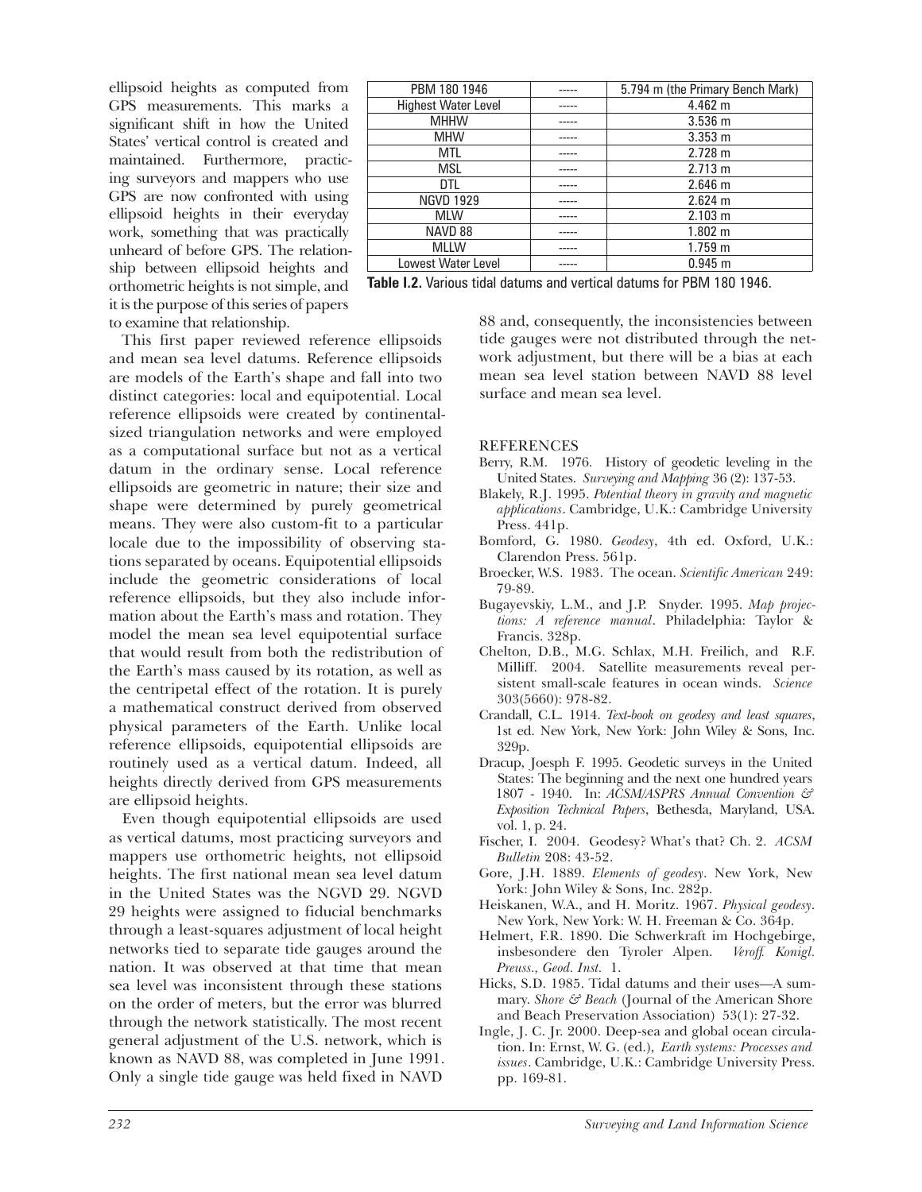ellipsoid heights as computed from GPS measurements. This marks a significant shift in how the United States' vertical control is created and maintained. Furthermore, practicing surveyors and mappers who use GPS are now confronted with using ellipsoid heights in their everyday work, something that was practically unheard of before GPS. The relationship between ellipsoid heights and orthometric heights is not simple, and it is the purpose of this series of papers to examine that relationship.

This first paper reviewed reference ellipsoids and mean sea level datums. Reference ellipsoids are models of the Earth's shape and fall into two distinct categories: local and equipotential. Local reference ellipsoids were created by continental-sized triangulation networks and were employed as a computational surface but not as a vertical datum in the ordinary sense. Local reference ellipsoids are geometric in nature; their size and shape were determined by purely geometrical means. They were also custom-fit to a particular locale due to the impossibility of observing stations separated by oceans. Equipotential ellipsoids include the geometric considerations of local reference ellipsoids, but they also include information about the Earth's mass and rotation. They model the mean sea level equipotential surface that would result from both the redistribution of the Earth's mass caused by its rotation, as well as the centripetal effect of the rotation. It is purely a mathematical construct derived from observed physical parameters of the Earth. Unlike local reference ellipsoids, equipotential ellipsoids are routinely used as a vertical datum. Indeed, all heights directly derived from GPS measurements are ellipsoid heights.

Even though equipotential ellipsoids are used as vertical datums, most practicing surveyors and mappers use orthometric heights, not ellipsoid heights. The first national mean sea level datum in the United States was the NGVD 29. NGVD 29 heights were assigned to fiducial benchmarks through a least-squares adjustment of local height networks tied to separate tide gauges around the nation. It was observed at that time that mean sea level was inconsistent through these stations on the order of meters, but the error was blurred through the network statistically. The most recent general adjustment of the U.S. network, which is known as NAVD 88, was completed in June 1991. Only a single tide gauge was held fixed in NAVD 88 and, consequently, the inconsistencies between tide gauges were not distributed through the network adjustment, but there will be a bias at each mean sea level station between NAVD 88 level surface and mean sea level.

| PBM 180 1946 | ----- | 5.794 m (the Primary Bench Mark) |
|---|---|---|
| Highest Water Level | ----- | 4.462 m |
| MHHW | ----- | 3.536 m |
| MHW | ----- | 3.353 m |
| MTL | ----- | 2.728 m |
| MSL | ----- | 2.713 m |
| DTL | ----- | 2.646 m |
| NGVD 1929 | ----- | 2.624 m |
| MLW | ----- | 2.103 m |
| NAVD 88 | ----- | 1.802 m |
| MLLW | ----- | 1.759 m |
| Lowest Water Level | ----- | 0.945 m |

**Table I.2.** Various tidal datums and vertical datums for PBM 180 1946.

## REFERENCES

Berry, R.M. 1976. History of geodetic leveling in the United States. *Surveying and Mapping* 36 (2): 137-53.

Blakely, R.J. 1995. *Potential theory in gravity and magnetic applications*. Cambridge, U.K.: Cambridge University Press. 441p.

Bomford, G. 1980. *Geodesy*, 4th ed. Oxford, U.K.: Clarendon Press. 561p.

Broecker, W.S. 1983. The ocean. *Scientific American* 249: 79-89.

Bugayevskiy, L.M., and J.P. Snyder. 1995. *Map projections: A reference manual*. Philadelphia: Taylor & Francis. 328p.

Chelton, D.B., M.G. Schlax, M.H. Freilich, and R.F. Milliff. 2004. Satellite measurements reveal persistent small-scale features in ocean winds. *Science* 303(5660): 978-82.

Crandall, C.L. 1914. *Text-book on geodesy and least squares*, 1st ed. New York, New York: John Wiley & Sons, Inc. 329p.

Dracup, Joesph F. 1995. Geodetic surveys in the United States: The beginning and the next one hundred years 1807 - 1940. In: *ACSM/ASPRS Annual Convention & Exposition Technical Papers*, Bethesda, Maryland, USA. vol. 1, p. 24.

Fischer, I. 2004. Geodesy? What's that? Ch. 2. *ACSM Bulletin* 208: 43-52.

Gore, J.H. 1889. *Elements of geodesy*. New York, New York: John Wiley & Sons, Inc. 282p.

Heiskanen, W.A., and H. Moritz. 1967. *Physical geodesy*. New York, New York: W. H. Freeman & Co. 364p.

Helmert, F.R. 1890. Die Schwerkraft im Hochgebirge, insbesondere den Tyroler Alpen. *Veroff. Konigl. Preuss., Geod. Inst.* 1.

Hicks, S.D. 1985. Tidal datums and their uses—A summary. *Shore & Beach* (Journal of the American Shore and Beach Preservation Association) 53(1): 27-32.

Ingle, J. C. Jr. 2000. Deep-sea and global ocean circulation. In: Ernst, W. G. (ed.), *Earth systems: Processes and issues*. Cambridge, U.K.: Cambridge University Press. pp. 169-81.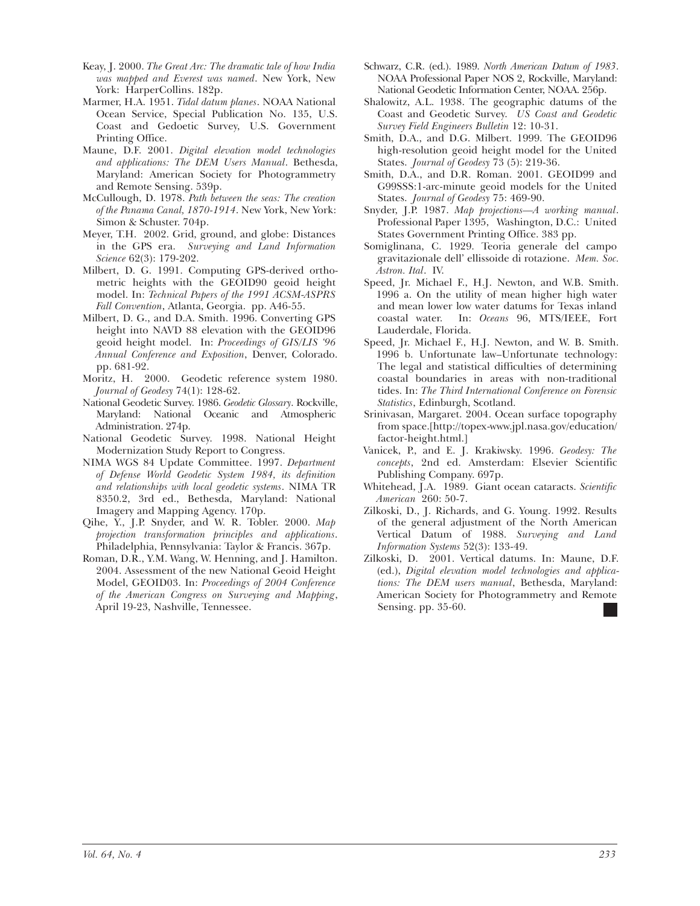Keay, J. 2000. *The Great Arc: The dramatic tale of how India was mapped and Everest was named*. New York, New York: HarperCollins. 182p.

Marmer, H.A. 1951. *Tidal datum planes*. NOAA National Ocean Service, Special Publication No. 135, U.S. Coast and Gedoetic Survey, U.S. Government Printing Office.

Maune, D.F. 2001. *Digital elevation model technologies and applications: The DEM Users Manual*. Bethesda, Maryland: American Society for Photogrammetry and Remote Sensing. 539p.

McCullough, D. 1978. *Path between the seas: The creation of the Panama Canal, 1870-1914*. New York, New York: Simon & Schuster. 704p.

Meyer, T.H. 2002. Grid, ground, and globe: Distances in the GPS era. *Surveying and Land Information Science* 62(3): 179-202.

Milbert, D. G. 1991. Computing GPS-derived orthometric heights with the GEOID90 geoid height model. In: *Technical Papers of the 1991 ACSM-ASPRS Fall Convention*, Atlanta, Georgia. pp. A46-55.

Milbert, D. G., and D.A. Smith. 1996. Converting GPS height into NAVD 88 elevation with the GEOID96 geoid height model. In: *Proceedings of GIS/LIS '96 Annual Conference and Exposition*, Denver, Colorado. pp. 681-92.

Moritz, H. 2000. Geodetic reference system 1980. *Journal of Geodesy* 74(1): 128-62.

National Geodetic Survey. 1986. *Geodetic Glossary*. Rockville, Maryland: National Oceanic and Atmospheric Administration. 274p.

National Geodetic Survey. 1998. National Height Modernization Study Report to Congress.

NIMA WGS 84 Update Committee. 1997. *Department of Defense World Geodetic System 1984, its definition and relationships with local geodetic systems*. NIMA TR 8350.2, 3rd ed., Bethesda, Maryland: National Imagery and Mapping Agency. 170p.

Qihe, Y., J.P. Snyder, and W. R. Tobler. 2000. *Map projection transformation principles and applications*. Philadelphia, Pennsylvania: Taylor & Francis. 367p.

Roman, D.R., Y.M. Wang, W. Henning, and J. Hamilton. 2004. Assessment of the new National Geoid Height Model, GEOID03. In: *Proceedings of 2004 Conference of the American Congress on Surveying and Mapping*, April 19-23, Nashville, Tennessee.

Schwarz, C.R. (ed.). 1989. *North American Datum of 1983*. NOAA Professional Paper NOS 2, Rockville, Maryland: National Geodetic Information Center, NOAA. 256p.

Shalowitz, A.L. 1938. The geographic datums of the Coast and Geodetic Survey. *US Coast and Geodetic Survey Field Engineers Bulletin* 12: 10-31.

Smith, D.A., and D.G. Milbert. 1999. The GEOID96 high-resolution geoid height model for the United States. *Journal of Geodesy* 73 (5): 219-36.

Smith, D.A., and D.R. Roman. 2001. GEOID99 and G99SSS:1-arc-minute geoid models for the United States. *Journal of Geodesy* 75: 469-90.

Snyder, J.P. 1987. *Map projections—A working manual*. Professional Paper 1395, Washington, D.C.: United States Government Printing Office. 383 pp.

Somiglinana, C. 1929. Teoria generale del campo gravitazionale dell' ellissoide di rotazione. *Mem. Soc. Astron. Ital*. IV.

Speed, Jr. Michael F., H.J. Newton, and W.B. Smith. 1996 a. On the utility of mean higher high water and mean lower low water datums for Texas inland coastal water. In: *Oceans* 96, MTS/IEEE, Fort Lauderdale, Florida.

Speed, Jr. Michael F., H.J. Newton, and W. B. Smith. 1996 b. Unfortunate law–Unfortunate technology: The legal and statistical difficulties of determining coastal boundaries in areas with non-traditional tides. In: *The Third International Conference on Forensic Statistics*, Edinburgh, Scotland.

Srinivasan, Margaret. 2004. Ocean surface topography from space.[http://topex-www.jpl.nasa.gov/education/factor-height.html.]

Vanicek, P., and E. J. Krakiwsky. 1996. *Geodesy: The concepts*, 2nd ed. Amsterdam: Elsevier Scientific Publishing Company. 697p.

Whitehead, J.A. 1989. Giant ocean cataracts. *Scientific American* 260: 50-7.

Zilkoski, D., J. Richards, and G. Young. 1992. Results of the general adjustment of the North American Vertical Datum of 1988. *Surveying and Land Information Systems* 52(3): 133-49.

Zilkoski, D. 2001. Vertical datums. In: Maune, D.F. (ed.), *Digital elevation model technologies and applications: The DEM users manual*, Bethesda, Maryland: American Society for Photogrammetry and Remote Sensing. pp. 35-60.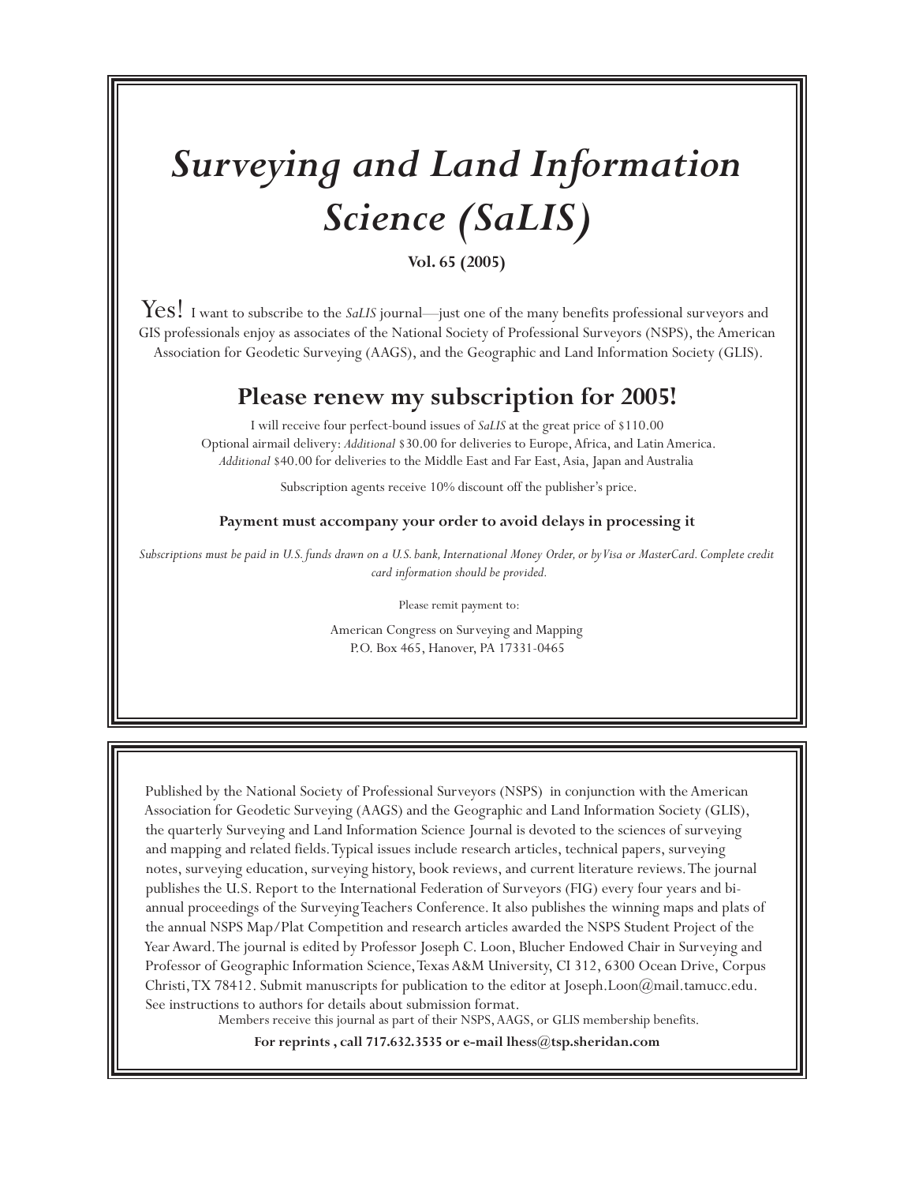# *Surveying and Land Information Science (SaLIS)*

**Vol. 65 (2005)**

Yes! I want to subscribe to the *SaLIS* journal—just one of the many benefits professional surveyors and GIS professionals enjoy as associates of the National Society of Professional Surveyors (NSPS), the American Association for Geodetic Surveying (AAGS), and the Geographic and Land Information Society (GLIS).

## Please renew my subscription for 2005!

I will receive four perfect-bound issues of *SaLIS* at the great price of $110.00
Optional airmail delivery: *Additional* $30.00 for deliveries to Europe, Africa, and Latin America.
*Additional* $40.00 for deliveries to the Middle East and Far East, Asia, Japan and Australia

Subscription agents receive 10% discount off the publisher's price.

**Payment must accompany your order to avoid delays in processing it**

*Subscriptions must be paid in U.S. funds drawn on a U.S. bank, International Money Order, or by Visa or MasterCard. Complete credit card information should be provided.*

Please remit payment to:

American Congress on Surveying and Mapping
P.O. Box 465, Hanover, PA 17331-0465

---

Published by the National Society of Professional Surveyors (NSPS) in conjunction with the American Association for Geodetic Surveying (AAGS) and the Geographic and Land Information Society (GLIS), the quarterly Surveying and Land Information Science Journal is devoted to the sciences of surveying and mapping and related fields. Typical issues include research articles, technical papers, surveying notes, surveying education, surveying history, book reviews, and current literature reviews. The journal publishes the U.S. Report to the International Federation of Surveyors (FIG) every four years and bi-annual proceedings of the Surveying Teachers Conference. It also publishes the winning maps and plats of the annual NSPS Map/Plat Competition and research articles awarded the NSPS Student Project of the Year Award. The journal is edited by Professor Joseph C. Loon, Blucher Endowed Chair in Surveying and Professor of Geographic Information Science, Texas A&M University, CI 312, 6300 Ocean Drive, Corpus Christi, TX 78412. Submit manuscripts for publication to the editor at Joseph.Loon@mail.tamucc.edu. See instructions to authors for details about submission format.

Members receive this journal as part of their NSPS, AAGS, or GLIS membership benefits.

**For reprints , call 717.632.3535 or e-mail lhess@tsp.sheridan.com**